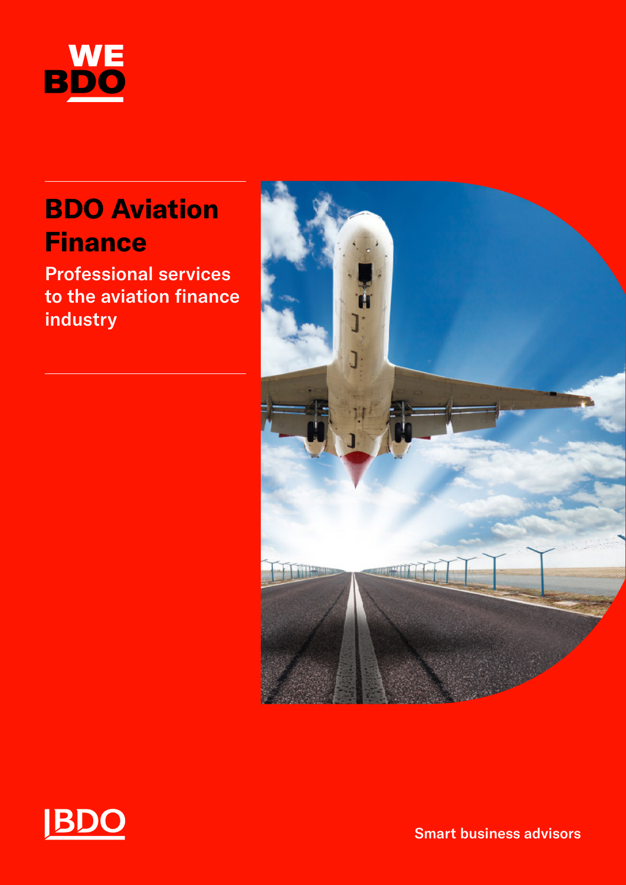WE BDO

# BDO Aviation Finance

## Professional services to the aviation finance industry

BDO

Smart business advisors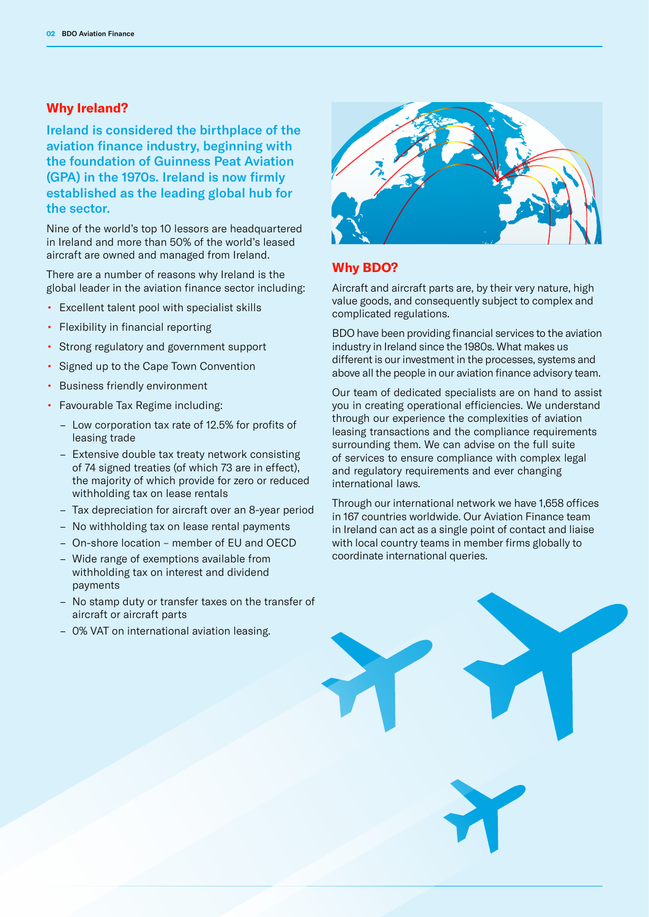## Why Ireland?

**Ireland is considered the birthplace of the aviation finance industry, beginning with the foundation of Guinness Peat Aviation (GPA) in the 1970s. Ireland is now firmly established as the leading global hub for the sector.**

Nine of the world's top 10 lessors are headquartered in Ireland and more than 50% of the world's leased aircraft are owned and managed from Ireland.

There are a number of reasons why Ireland is the global leader in the aviation finance sector including:

- Excellent talent pool with specialist skills
- Flexibility in financial reporting
- Strong regulatory and government support
- Signed up to the Cape Town Convention
- Business friendly environment
- Favourable Tax Regime including:
  - Low corporation tax rate of 12.5% for profits of leasing trade
  - Extensive double tax treaty network consisting of 74 signed treaties (of which 73 are in effect), the majority of which provide for zero or reduced withholding tax on lease rentals
  - Tax depreciation for aircraft over an 8-year period
  - No withholding tax on lease rental payments
  - On-shore location – member of EU and OECD
  - Wide range of exemptions available from withholding tax on interest and dividend payments
  - No stamp duty or transfer taxes on the transfer of aircraft or aircraft parts
  - 0% VAT on international aviation leasing.

## Why BDO?

Aircraft and aircraft parts are, by their very nature, high value goods, and consequently subject to complex and complicated regulations.

BDO have been providing financial services to the aviation industry in Ireland since the 1980s. What makes us different is our investment in the processes, systems and above all the people in our aviation finance advisory team.

Our team of dedicated specialists are on hand to assist you in creating operational efficiencies. We understand through our experience the complexities of aviation leasing transactions and the compliance requirements surrounding them. We can advise on the full suite of services to ensure compliance with complex legal and regulatory requirements and ever changing international laws.

Through our international network we have 1,658 offices in 167 countries worldwide. Our Aviation Finance team in Ireland can act as a single point of contact and liaise with local country teams in member firms globally to coordinate international queries.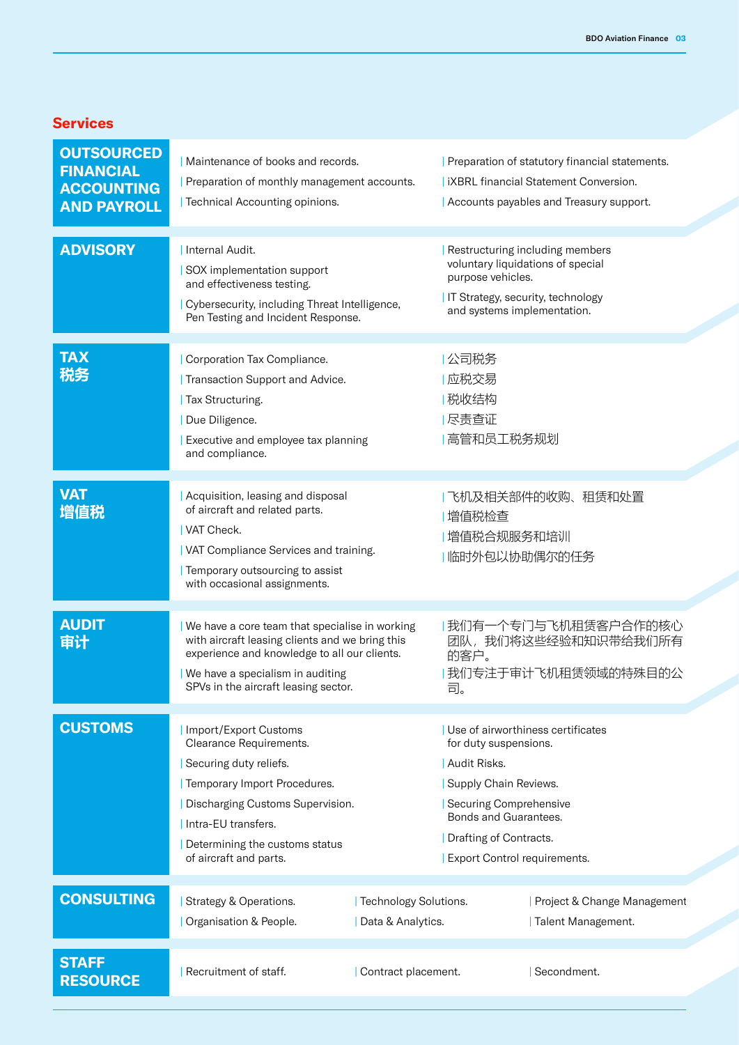## Services

### OUTSOURCED FINANCIAL ACCOUNTING AND PAYROLL

- Maintenance of books and records.
- Preparation of monthly management accounts.
- Technical Accounting opinions.
- Preparation of statutory financial statements.
- iXBRL financial Statement Conversion.
- Accounts payables and Treasury support.

### ADVISORY

- Internal Audit.
- SOX implementation support and effectiveness testing.
- Cybersecurity, including Threat Intelligence, Pen Testing and Incident Response.
- Restructuring including members voluntary liquidations of special purpose vehicles.
- IT Strategy, security, technology and systems implementation.

### TAX 税务

- Corporation Tax Compliance.
- Transaction Support and Advice.
- Tax Structuring.
- Due Diligence.
- Executive and employee tax planning and compliance.
- 公司税务
- 应税交易
- 税收结构
- 尽责查证
- 高管和员工税务规划

### VAT 增值税

- Acquisition, leasing and disposal of aircraft and related parts.
- VAT Check.
- VAT Compliance Services and training.
- Temporary outsourcing to assist with occasional assignments.
- 飞机及相关部件的收购、租赁和处置
- 增值税检查
- 增值税合规服务和培训
- 临时外包以协助偶尔的任务

### AUDIT 审计

- We have a core team that specialise in working with aircraft leasing clients and we bring this experience and knowledge to all our clients.
- We have a specialism in auditing SPVs in the aircraft leasing sector.
- 我们有一个专门与飞机租赁客户合作的核心团队，我们将这些经验和知识带给我们所有的客户。
- 我们专注于审计飞机租赁领域的特殊目的公司。

### CUSTOMS

- Import/Export Customs Clearance Requirements.
- Securing duty reliefs.
- Temporary Import Procedures.
- Discharging Customs Supervision.
- Intra-EU transfers.
- Determining the customs status of aircraft and parts.
- Use of airworthiness certificates for duty suspensions.
- Audit Risks.
- Supply Chain Reviews.
- Securing Comprehensive Bonds and Guarantees.
- Drafting of Contracts.
- Export Control requirements.

### CONSULTING

- Strategy & Operations.
- Organisation & People.
- Technology Solutions.
- Data & Analytics.
- Project & Change Management
- Talent Management.

### STAFF RESOURCE

- Recruitment of staff.
- Contract placement.
- Secondment.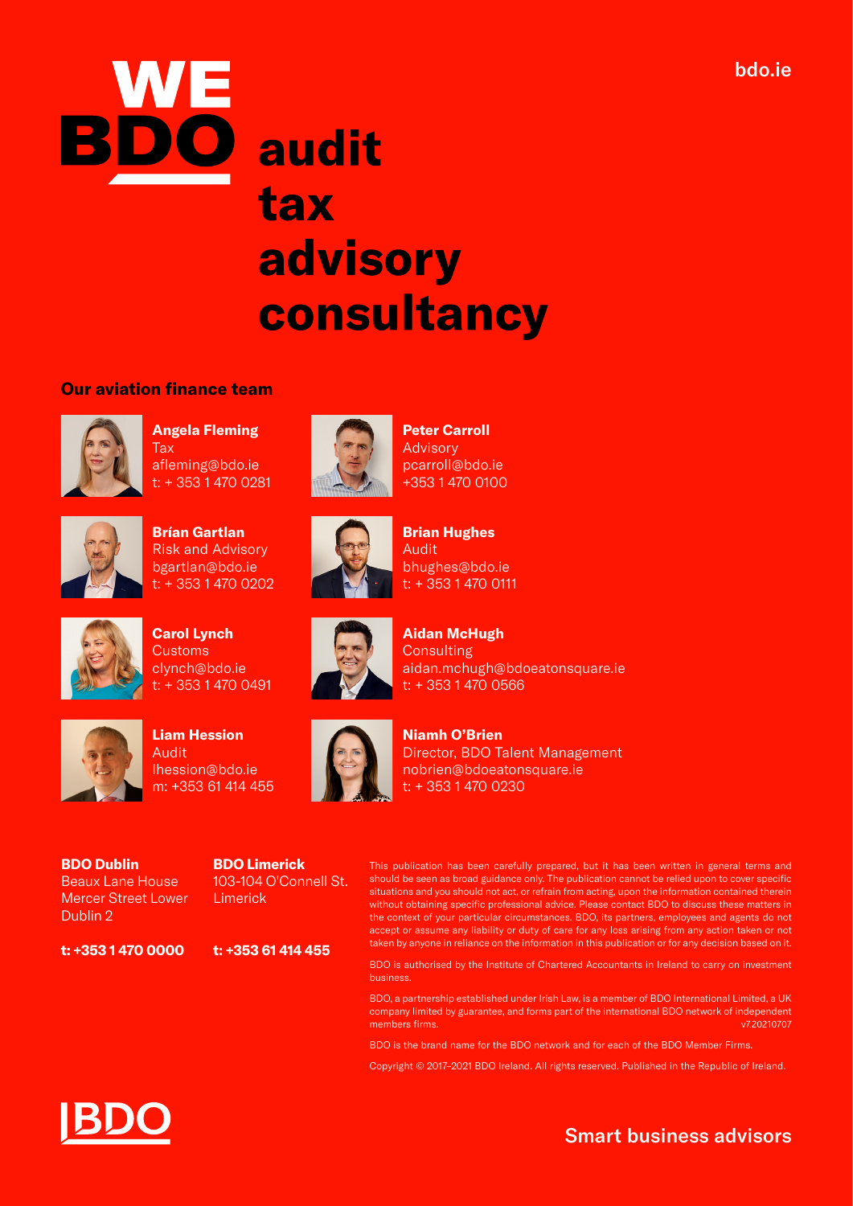bdo.ie

# WE BDO audit tax advisory consultancy

## Our aviation finance team

**Angela Fleming**
Tax
afleming@bdo.ie
t: + 353 1 470 0281

**Peter Carroll**
Advisory
pcarroll@bdo.ie
+353 1 470 0100

**Brían Gartlan**
Risk and Advisory
bgartlan@bdo.ie
t: + 353 1 470 0202

**Brian Hughes**
Audit
bhughes@bdo.ie
t: + 353 1 470 0111

**Carol Lynch**
Customs
clynch@bdo.ie
t: + 353 1 470 0491

**Aidan McHugh**
Consulting
aidan.mchugh@bdoeatonsquare.ie
t: + 353 1 470 0566

**Liam Hession**
Audit
lhession@bdo.ie
m: +353 61 414 455

**Niamh O'Brien**
Director, BDO Talent Management
nobrien@bdoeatonsquare.ie
t: + 353 1 470 0230

**BDO Dublin**
Beaux Lane House
Mercer Street Lower
Dublin 2

**t: +353 1 470 0000**

**BDO Limerick**
103-104 O'Connell St.
Limerick

**t: +353 61 414 455**

This publication has been carefully prepared, but it has been written in general terms and should be seen as broad guidance only. The publication cannot be relied upon to cover specific situations and you should not act, or refrain from acting, upon the information contained therein without obtaining specific professional advice. Please contact BDO to discuss these matters in the context of your particular circumstances. BDO, its partners, employees and agents do not accept or assume any liability or duty of care for any loss arising from any action taken or not taken by anyone in reliance on the information in this publication or for any decision based on it.

BDO is authorised by the Institute of Chartered Accountants in Ireland to carry on investment business.

BDO, a partnership established under Irish Law, is a member of BDO International Limited, a UK company limited by guarantee, and forms part of the international BDO network of independent members firms. v7.20210707

BDO is the brand name for the BDO network and for each of the BDO Member Firms.

Copyright © 2017–2021 BDO Ireland. All rights reserved. Published in the Republic of Ireland.

BDO

Smart business advisors